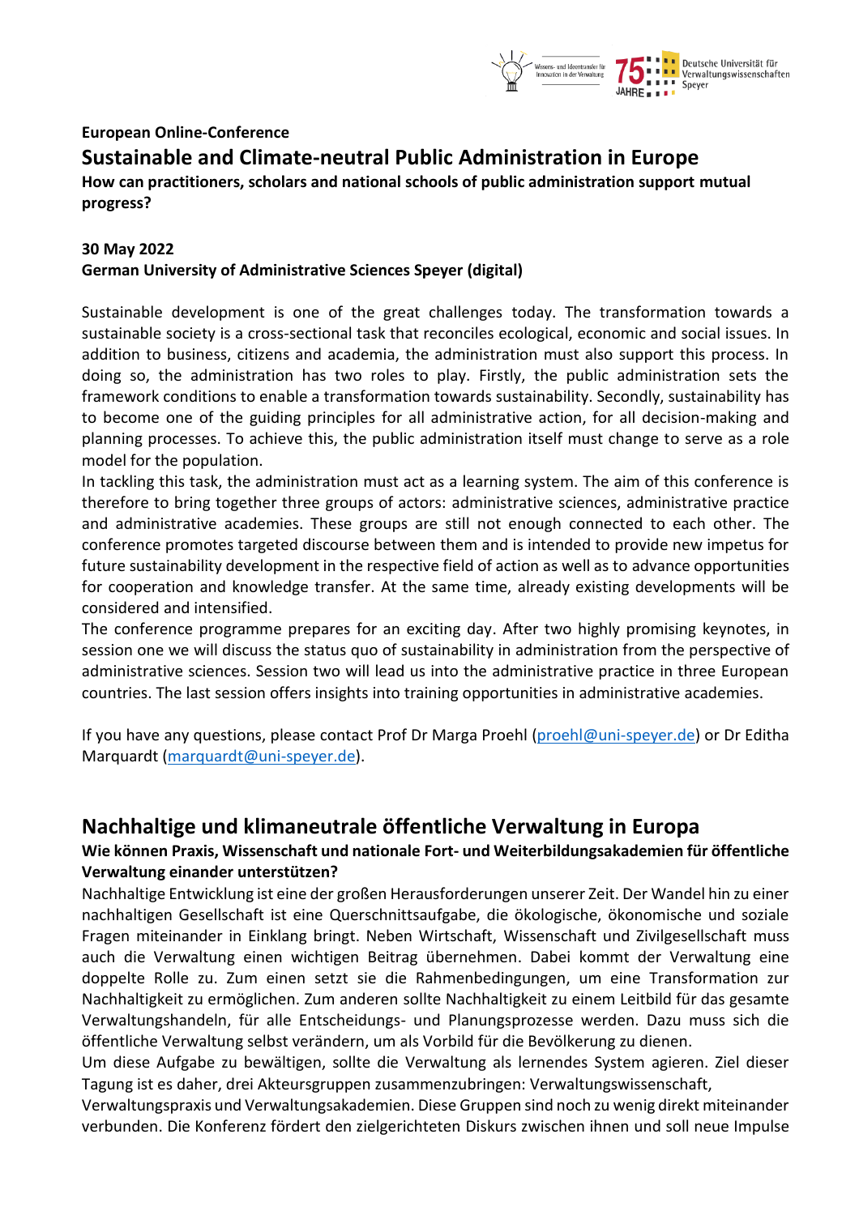**European Online-Conference**

## Sustainable and Climate-neutral Public Administration in Europe

**How can practitioners, scholars and national schools of public administration support mutual progress?**

**30 May 2022**
**German University of Administrative Sciences Speyer (digital)**

Sustainable development is one of the great challenges today. The transformation towards a sustainable society is a cross-sectional task that reconciles ecological, economic and social issues. In addition to business, citizens and academia, the administration must also support this process. In doing so, the administration has two roles to play. Firstly, the public administration sets the framework conditions to enable a transformation towards sustainability. Secondly, sustainability has to become one of the guiding principles for all administrative action, for all decision-making and planning processes. To achieve this, the public administration itself must change to serve as a role model for the population.

In tackling this task, the administration must act as a learning system. The aim of this conference is therefore to bring together three groups of actors: administrative sciences, administrative practice and administrative academies. These groups are still not enough connected to each other. The conference promotes targeted discourse between them and is intended to provide new impetus for future sustainability development in the respective field of action as well as to advance opportunities for cooperation and knowledge transfer. At the same time, already existing developments will be considered and intensified.

The conference programme prepares for an exciting day. After two highly promising keynotes, in session one we will discuss the status quo of sustainability in administration from the perspective of administrative sciences. Session two will lead us into the administrative practice in three European countries. The last session offers insights into training opportunities in administrative academies.

If you have any questions, please contact Prof Dr Marga Proehl (proehl@uni-speyer.de) or Dr Editha Marquardt (marquardt@uni-speyer.de).

## Nachhaltige und klimaneutrale öffentliche Verwaltung in Europa

**Wie können Praxis, Wissenschaft und nationale Fort- und Weiterbildungsakademien für öffentliche Verwaltung einander unterstützen?**

Nachhaltige Entwicklung ist eine der großen Herausforderungen unserer Zeit. Der Wandel hin zu einer nachhaltigen Gesellschaft ist eine Querschnittsaufgabe, die ökologische, ökonomische und soziale Fragen miteinander in Einklang bringt. Neben Wirtschaft, Wissenschaft und Zivilgesellschaft muss auch die Verwaltung einen wichtigen Beitrag übernehmen. Dabei kommt der Verwaltung eine doppelte Rolle zu. Zum einen setzt sie die Rahmenbedingungen, um eine Transformation zur Nachhaltigkeit zu ermöglichen. Zum anderen sollte Nachhaltigkeit zu einem Leitbild für das gesamte Verwaltungshandeln, für alle Entscheidungs- und Planungsprozesse werden. Dazu muss sich die öffentliche Verwaltung selbst verändern, um als Vorbild für die Bevölkerung zu dienen.

Um diese Aufgabe zu bewältigen, sollte die Verwaltung als lernendes System agieren. Ziel dieser Tagung ist es daher, drei Akteursgruppen zusammenzubringen: Verwaltungswissenschaft, Verwaltungspraxis und Verwaltungsakademien. Diese Gruppen sind noch zu wenig direkt miteinander verbunden. Die Konferenz fördert den zielgerichteten Diskurs zwischen ihnen und soll neue Impulse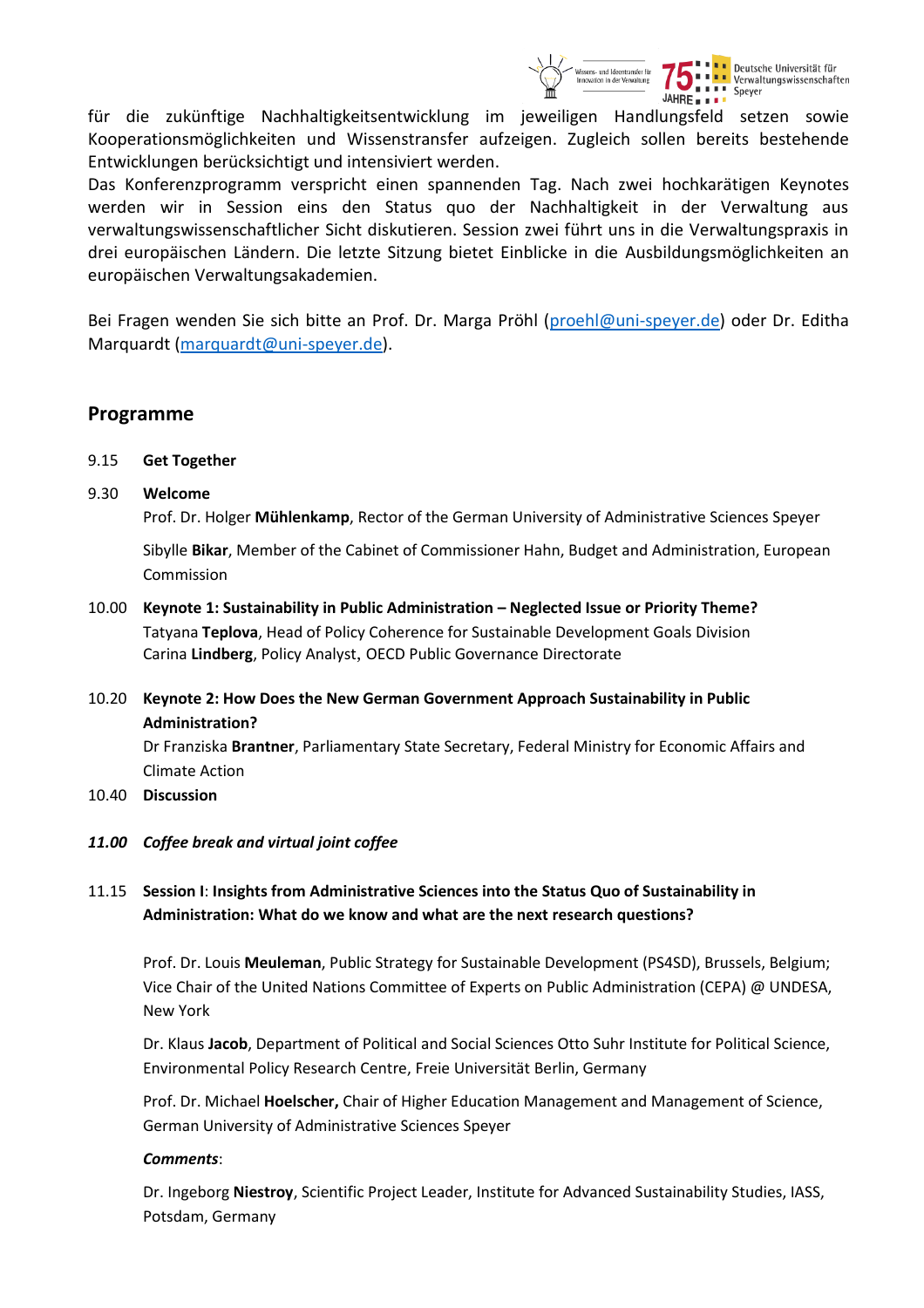für die zukünftige Nachhaltigkeitsentwicklung im jeweiligen Handlungsfeld setzen sowie Kooperationsmöglichkeiten und Wissenstransfer aufzeigen. Zugleich sollen bereits bestehende Entwicklungen berücksichtigt und intensiviert werden.
Das Konferenzprogramm verspricht einen spannenden Tag. Nach zwei hochkarätigen Keynotes werden wir in Session eins den Status quo der Nachhaltigkeit in der Verwaltung aus verwaltungswissenschaftlicher Sicht diskutieren. Session zwei führt uns in die Verwaltungspraxis in drei europäischen Ländern. Die letzte Sitzung bietet Einblicke in die Ausbildungsmöglichkeiten an europäischen Verwaltungsakademien.

Bei Fragen wenden Sie sich bitte an Prof. Dr. Marga Pröhl (proehl@uni-speyer.de) oder Dr. Editha Marquardt (marquardt@uni-speyer.de).

## Programme

9.15 **Get Together**

9.30 **Welcome**

Prof. Dr. Holger **Mühlenkamp**, Rector of the German University of Administrative Sciences Speyer

Sibylle **Bikar**, Member of the Cabinet of Commissioner Hahn, Budget and Administration, European Commission

10.00 **Keynote 1: Sustainability in Public Administration – Neglected Issue or Priority Theme?**
Tatyana **Teplova**, Head of Policy Coherence for Sustainable Development Goals Division
Carina **Lindberg**, Policy Analyst, OECD Public Governance Directorate

10.20 **Keynote 2: How Does the New German Government Approach Sustainability in Public Administration?**
Dr Franziska **Brantner**, Parliamentary State Secretary, Federal Ministry for Economic Affairs and Climate Action

10.40 **Discussion**

***11.00 Coffee break and virtual joint coffee***

11.15 **Session I: Insights from Administrative Sciences into the Status Quo of Sustainability in Administration: What do we know and what are the next research questions?**

Prof. Dr. Louis **Meuleman**, Public Strategy for Sustainable Development (PS4SD), Brussels, Belgium; Vice Chair of the United Nations Committee of Experts on Public Administration (CEPA) @ UNDESA, New York

Dr. Klaus **Jacob**, Department of Political and Social Sciences Otto Suhr Institute for Political Science, Environmental Policy Research Centre, Freie Universität Berlin, Germany

Prof. Dr. Michael **Hoelscher,** Chair of Higher Education Management and Management of Science, German University of Administrative Sciences Speyer

***Comments***:

Dr. Ingeborg **Niestroy**, Scientific Project Leader, Institute for Advanced Sustainability Studies, IASS, Potsdam, Germany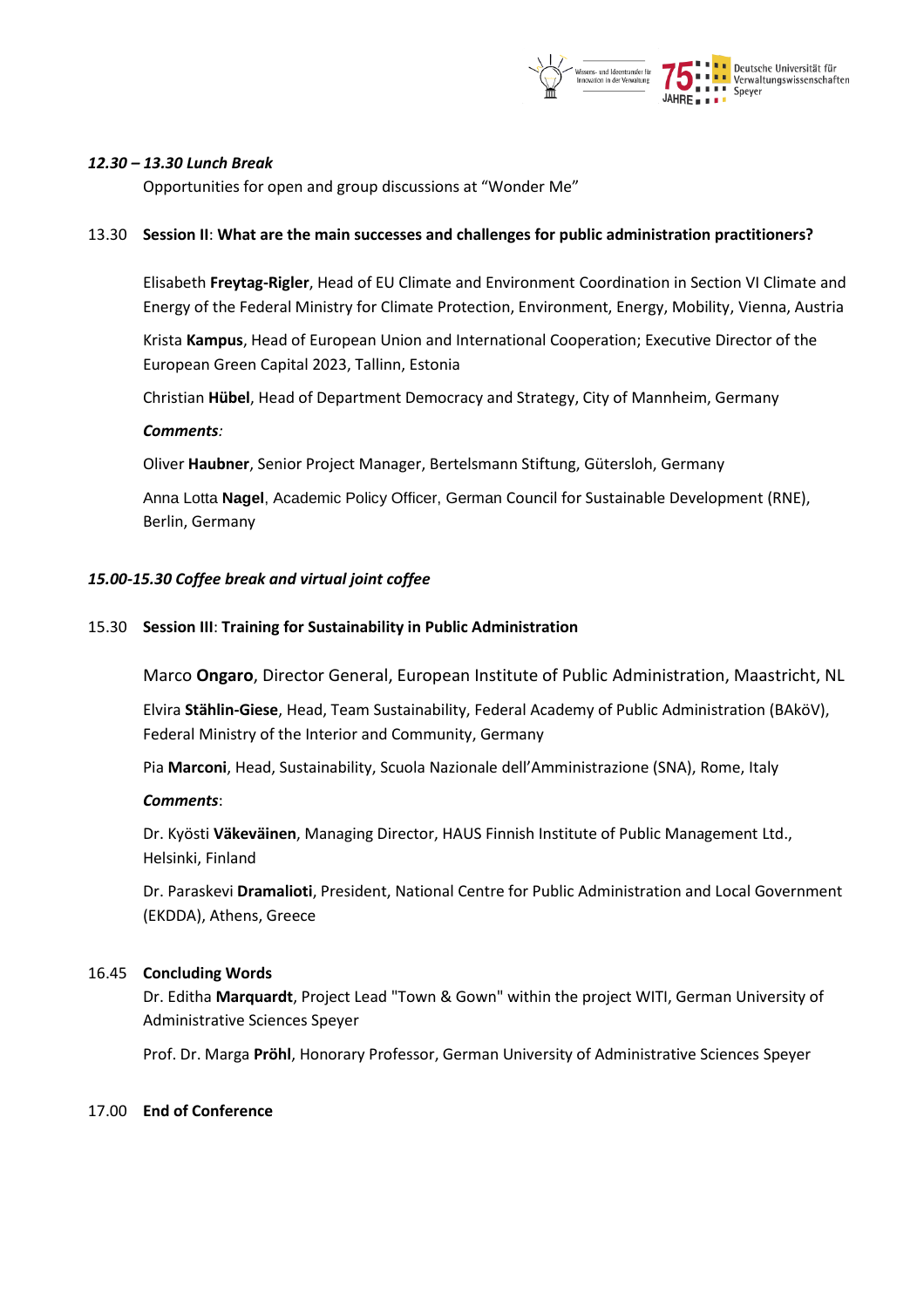***12.30 – 13.30 Lunch Break***

Opportunities for open and group discussions at “Wonder Me”

13.30 **Session II**: **What are the main successes and challenges for public administration practitioners?**

Elisabeth **Freytag-Rigler**, Head of EU Climate and Environment Coordination in Section VI Climate and Energy of the Federal Ministry for Climate Protection, Environment, Energy, Mobility, Vienna, Austria

Krista **Kampus**, Head of European Union and International Cooperation; Executive Director of the European Green Capital 2023, Tallinn, Estonia

Christian **Hübel**, Head of Department Democracy and Strategy, City of Mannheim, Germany

***Comments**:*

Oliver **Haubner**, Senior Project Manager, Bertelsmann Stiftung, Gütersloh, Germany

Anna Lotta **Nagel**, Academic Policy Officer, German Council for Sustainable Development (RNE), Berlin, Germany

***15.00-15.30 Coffee break and virtual joint coffee***

15.30 **Session III**: **Training for Sustainability in Public Administration**

Marco **Ongaro**, Director General, European Institute of Public Administration, Maastricht, NL

Elvira **Stählin-Giese**, Head, Team Sustainability, Federal Academy of Public Administration (BAköV), Federal Ministry of the Interior and Community, Germany

Pia **Marconi**, Head, Sustainability, Scuola Nazionale dell’Amministrazione (SNA), Rome, Italy

***Comments***:

Dr. Kyösti **Väkeväinen**, Managing Director, HAUS Finnish Institute of Public Management Ltd., Helsinki, Finland

Dr. Paraskevi **Dramalioti**, President, National Centre for Public Administration and Local Government (EKDDA), Athens, Greece

16.45 **Concluding Words**

Dr. Editha **Marquardt**, Project Lead "Town & Gown" within the project WITI, German University of Administrative Sciences Speyer

Prof. Dr. Marga **Pröhl**, Honorary Professor, German University of Administrative Sciences Speyer

17.00 **End of Conference**